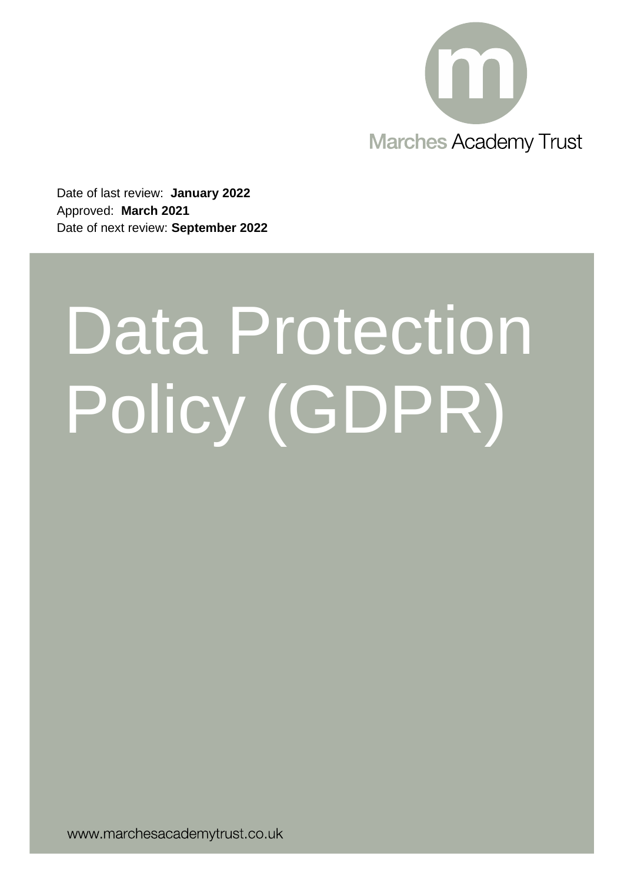Marches Academy Trust

Date of last review: **January 2022**
Approved: **March 2021**
Date of next review: **September 2022**

# Data Protection Policy (GDPR)

www.marchesacademytrust.co.uk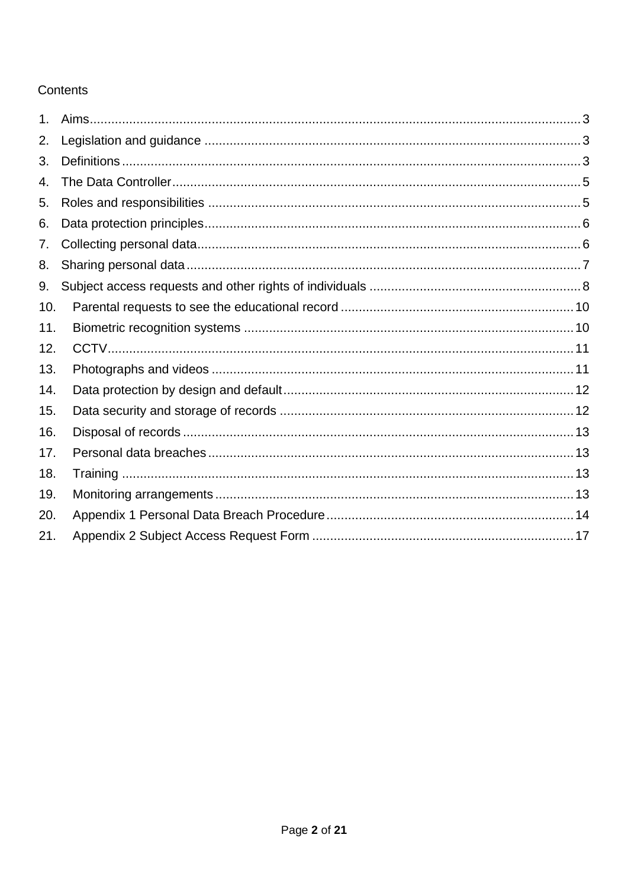Contents

1. Aims ........ 3
2. Legislation and guidance ........ 3
3. Definitions ........ 3
4. The Data Controller ........ 5
5. Roles and responsibilities ........ 5
6. Data protection principles ........ 6
7. Collecting personal data ........ 6
8. Sharing personal data ........ 7
9. Subject access requests and other rights of individuals ........ 8
10. Parental requests to see the educational record ........ 10
11. Biometric recognition systems ........ 10
12. CCTV ........ 11
13. Photographs and videos ........ 11
14. Data protection by design and default ........ 12
15. Data security and storage of records ........ 12
16. Disposal of records ........ 13
17. Personal data breaches ........ 13
18. Training ........ 13
19. Monitoring arrangements ........ 13
20. Appendix 1 Personal Data Breach Procedure ........ 14
21. Appendix 2 Subject Access Request Form ........ 17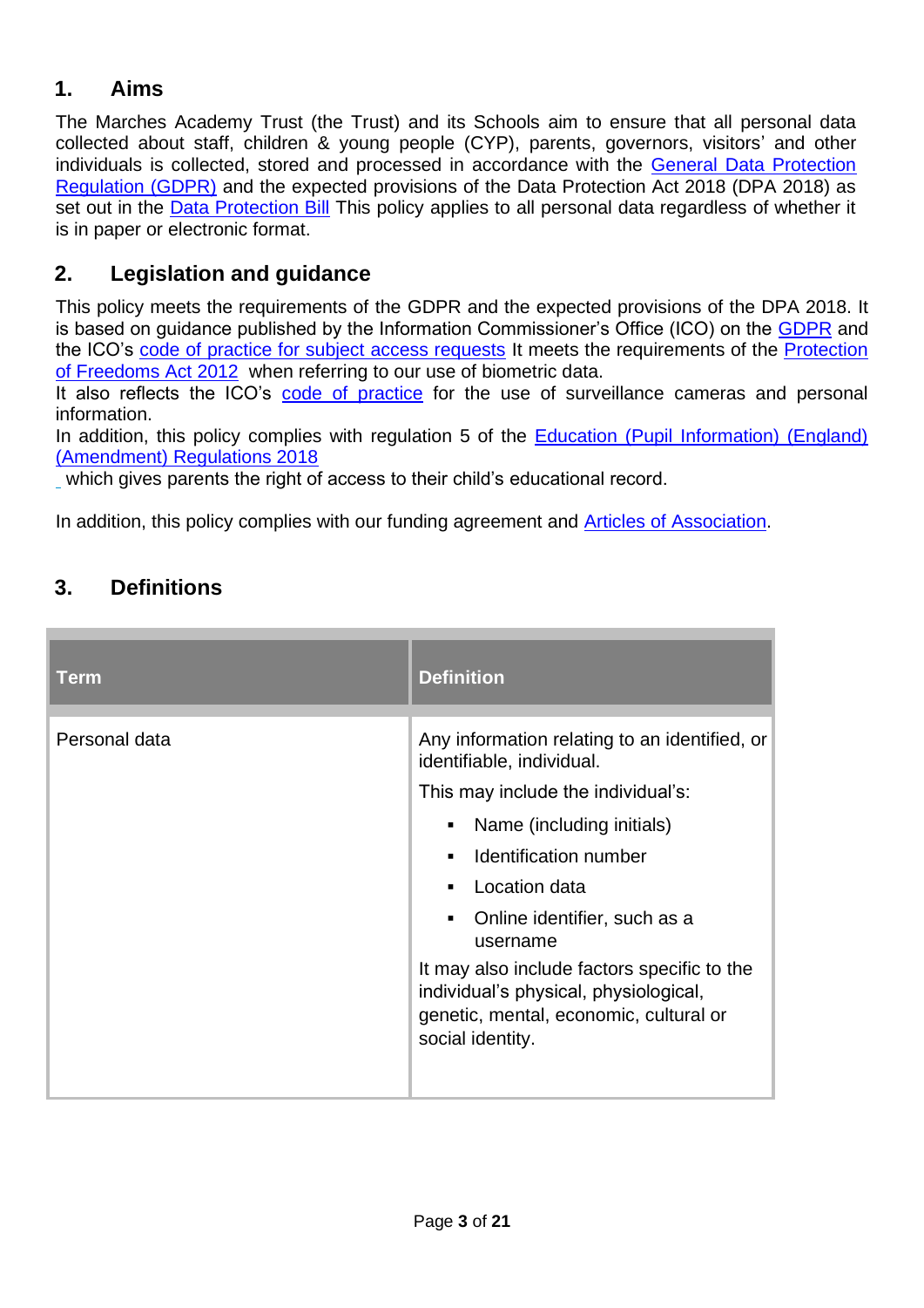## 1. Aims

The Marches Academy Trust (the Trust) and its Schools aim to ensure that all personal data collected about staff, children & young people (CYP), parents, governors, visitors' and other individuals is collected, stored and processed in accordance with the General Data Protection Regulation (GDPR) and the expected provisions of the Data Protection Act 2018 (DPA 2018) as set out in the Data Protection Bill This policy applies to all personal data regardless of whether it is in paper or electronic format.

## 2. Legislation and guidance

This policy meets the requirements of the GDPR and the expected provisions of the DPA 2018. It is based on guidance published by the Information Commissioner's Office (ICO) on the GDPR and the ICO's code of practice for subject access requests It meets the requirements of the Protection of Freedoms Act 2012 when referring to our use of biometric data.

It also reflects the ICO's code of practice for the use of surveillance cameras and personal information.

In addition, this policy complies with regulation 5 of the Education (Pupil Information) (England) (Amendment) Regulations 2018

which gives parents the right of access to their child's educational record.

In addition, this policy complies with our funding agreement and Articles of Association.

## 3. Definitions

| Term | Definition |
| --- | --- |
| Personal data | Any information relating to an identified, or identifiable, individual.<br>This may include the individual's:<br>▪ Name (including initials)<br>▪ Identification number<br>▪ Location data<br>▪ Online identifier, such as a username<br>It may also include factors specific to the individual's physical, physiological, genetic, mental, economic, cultural or social identity. |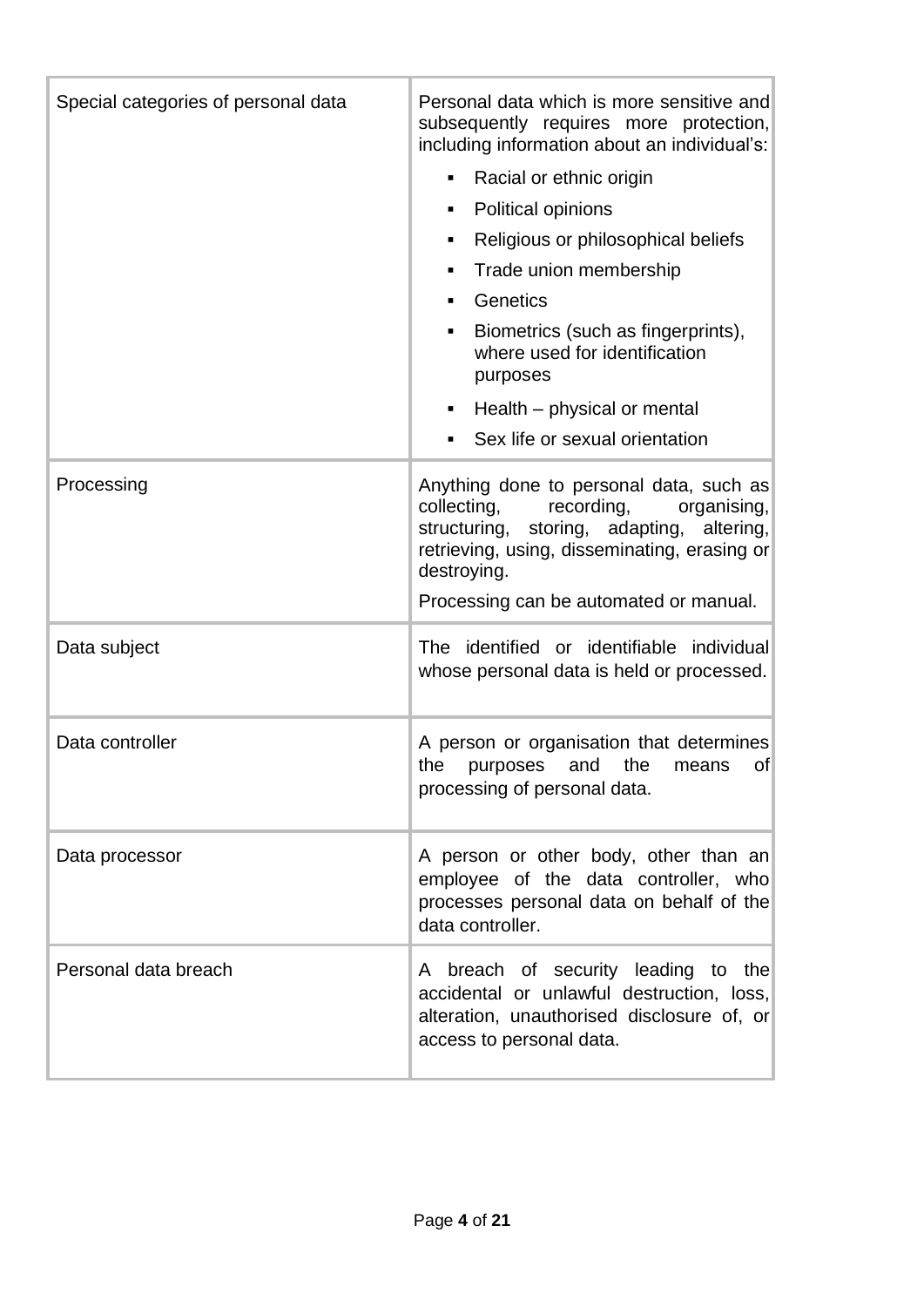| | |
|---|---|
| Special categories of personal data | Personal data which is more sensitive and subsequently requires more protection, including information about an individual's:<br>▪ Racial or ethnic origin<br>▪ Political opinions<br>▪ Religious or philosophical beliefs<br>▪ Trade union membership<br>▪ Genetics<br>▪ Biometrics (such as fingerprints), where used for identification purposes<br>▪ Health – physical or mental<br>▪ Sex life or sexual orientation |
| Processing | Anything done to personal data, such as collecting, recording, organising, structuring, storing, adapting, altering, retrieving, using, disseminating, erasing or destroying.<br>Processing can be automated or manual. |
| Data subject | The identified or identifiable individual whose personal data is held or processed. |
| Data controller | A person or organisation that determines the purposes and the means of processing of personal data. |
| Data processor | A person or other body, other than an employee of the data controller, who processes personal data on behalf of the data controller. |
| Personal data breach | A breach of security leading to the accidental or unlawful destruction, loss, alteration, unauthorised disclosure of, or access to personal data. |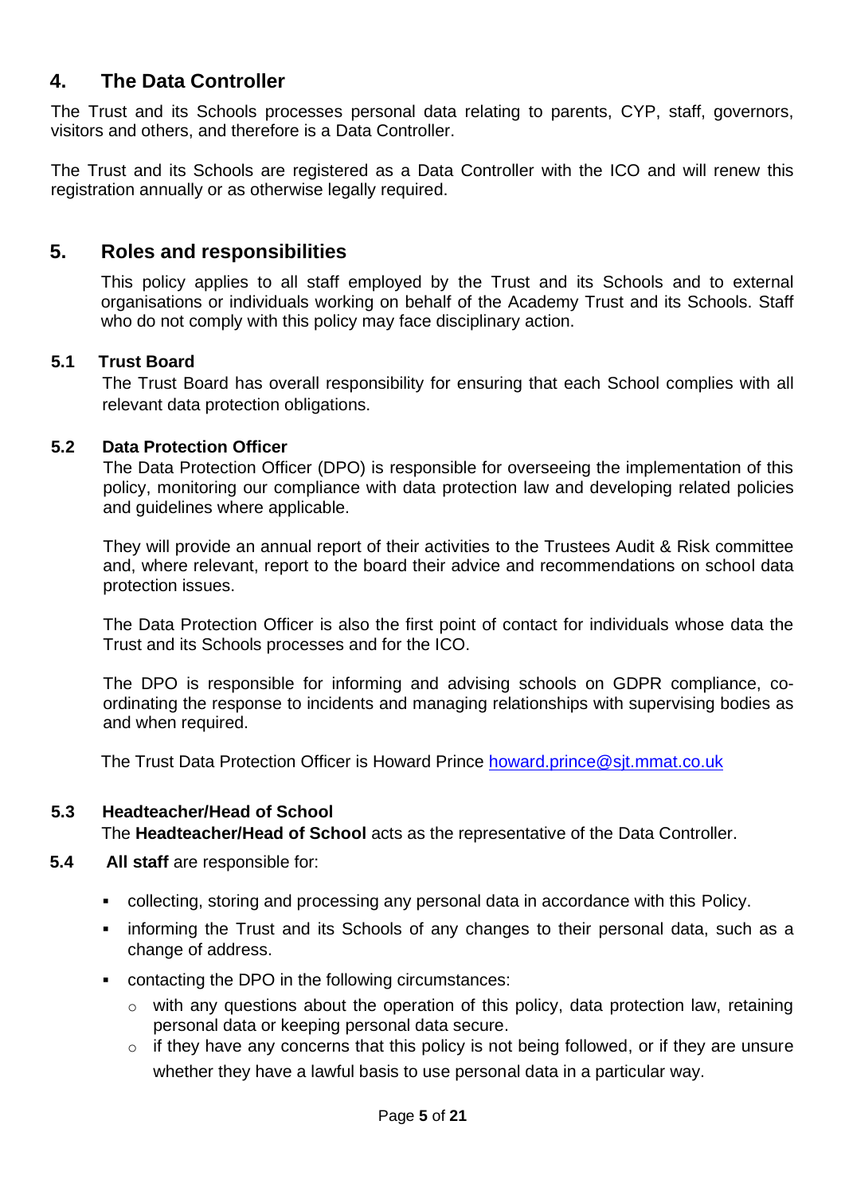## 4. The Data Controller

The Trust and its Schools processes personal data relating to parents, CYP, staff, governors, visitors and others, and therefore is a Data Controller.

The Trust and its Schools are registered as a Data Controller with the ICO and will renew this registration annually or as otherwise legally required.

## 5. Roles and responsibilities

This policy applies to all staff employed by the Trust and its Schools and to external organisations or individuals working on behalf of the Academy Trust and its Schools. Staff who do not comply with this policy may face disciplinary action.

### 5.1 Trust Board

The Trust Board has overall responsibility for ensuring that each School complies with all relevant data protection obligations.

### 5.2 Data Protection Officer

The Data Protection Officer (DPO) is responsible for overseeing the implementation of this policy, monitoring our compliance with data protection law and developing related policies and guidelines where applicable.

They will provide an annual report of their activities to the Trustees Audit & Risk committee and, where relevant, report to the board their advice and recommendations on school data protection issues.

The Data Protection Officer is also the first point of contact for individuals whose data the Trust and its Schools processes and for the ICO.

The DPO is responsible for informing and advising schools on GDPR compliance, co-ordinating the response to incidents and managing relationships with supervising bodies as and when required.

The Trust Data Protection Officer is Howard Prince howard.prince@sjt.mmat.co.uk

### 5.3 Headteacher/Head of School

The **Headteacher/Head of School** acts as the representative of the Data Controller.

### 5.4 All staff

**All staff** are responsible for:

- collecting, storing and processing any personal data in accordance with this Policy.
- informing the Trust and its Schools of any changes to their personal data, such as a change of address.
- contacting the DPO in the following circumstances:
  - with any questions about the operation of this policy, data protection law, retaining personal data or keeping personal data secure.
  - if they have any concerns that this policy is not being followed, or if they are unsure whether they have a lawful basis to use personal data in a particular way.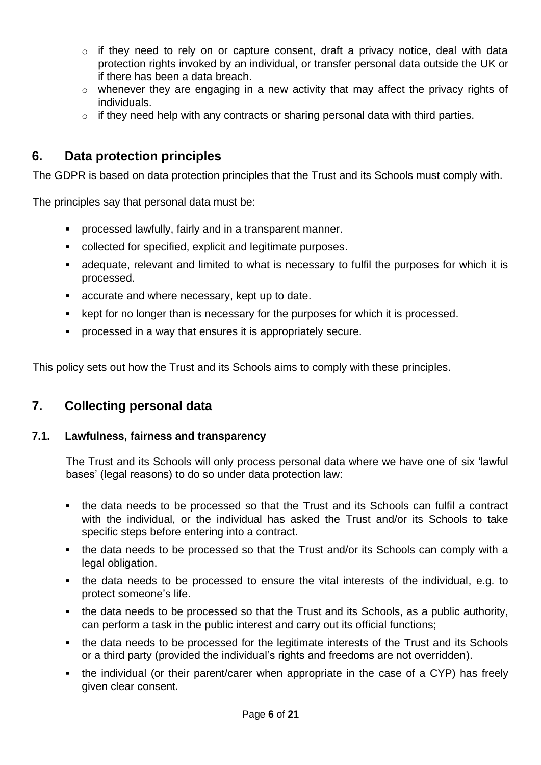- if they need to rely on or capture consent, draft a privacy notice, deal with data protection rights invoked by an individual, or transfer personal data outside the UK or if there has been a data breach.
  - whenever they are engaging in a new activity that may affect the privacy rights of individuals.
  - if they need help with any contracts or sharing personal data with third parties.

## 6. Data protection principles

The GDPR is based on data protection principles that the Trust and its Schools must comply with.

The principles say that personal data must be:

- processed lawfully, fairly and in a transparent manner.
- collected for specified, explicit and legitimate purposes.
- adequate, relevant and limited to what is necessary to fulfil the purposes for which it is processed.
- accurate and where necessary, kept up to date.
- kept for no longer than is necessary for the purposes for which it is processed.
- processed in a way that ensures it is appropriately secure.

This policy sets out how the Trust and its Schools aims to comply with these principles.

## 7. Collecting personal data

### 7.1. Lawfulness, fairness and transparency

The Trust and its Schools will only process personal data where we have one of six 'lawful bases' (legal reasons) to do so under data protection law:

- the data needs to be processed so that the Trust and its Schools can fulfil a contract with the individual, or the individual has asked the Trust and/or its Schools to take specific steps before entering into a contract.
- the data needs to be processed so that the Trust and/or its Schools can comply with a legal obligation.
- the data needs to be processed to ensure the vital interests of the individual, e.g. to protect someone's life.
- the data needs to be processed so that the Trust and its Schools, as a public authority, can perform a task in the public interest and carry out its official functions;
- the data needs to be processed for the legitimate interests of the Trust and its Schools or a third party (provided the individual's rights and freedoms are not overridden).
- the individual (or their parent/carer when appropriate in the case of a CYP) has freely given clear consent.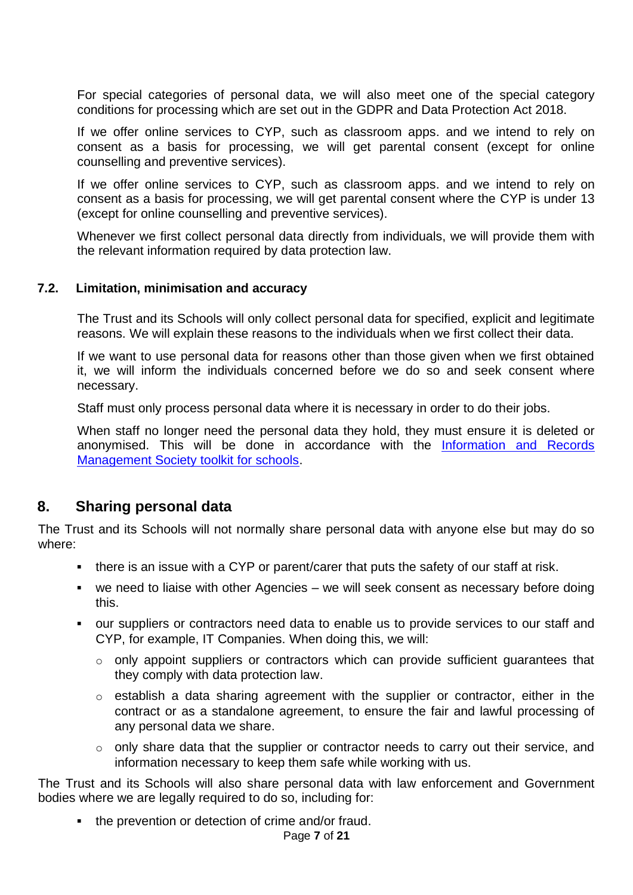For special categories of personal data, we will also meet one of the special category conditions for processing which are set out in the GDPR and Data Protection Act 2018.

If we offer online services to CYP, such as classroom apps. and we intend to rely on consent as a basis for processing, we will get parental consent (except for online counselling and preventive services).

If we offer online services to CYP, such as classroom apps. and we intend to rely on consent as a basis for processing, we will get parental consent where the CYP is under 13 (except for online counselling and preventive services).

Whenever we first collect personal data directly from individuals, we will provide them with the relevant information required by data protection law.

### 7.2. Limitation, minimisation and accuracy

The Trust and its Schools will only collect personal data for specified, explicit and legitimate reasons. We will explain these reasons to the individuals when we first collect their data.

If we want to use personal data for reasons other than those given when we first obtained it, we will inform the individuals concerned before we do so and seek consent where necessary.

Staff must only process personal data where it is necessary in order to do their jobs.

When staff no longer need the personal data they hold, they must ensure it is deleted or anonymised. This will be done in accordance with the Information and Records Management Society toolkit for schools.

## 8. Sharing personal data

The Trust and its Schools will not normally share personal data with anyone else but may do so where:

- there is an issue with a CYP or parent/carer that puts the safety of our staff at risk.
- we need to liaise with other Agencies – we will seek consent as necessary before doing this.
- our suppliers or contractors need data to enable us to provide services to our staff and CYP, for example, IT Companies. When doing this, we will:
  - only appoint suppliers or contractors which can provide sufficient guarantees that they comply with data protection law.
  - establish a data sharing agreement with the supplier or contractor, either in the contract or as a standalone agreement, to ensure the fair and lawful processing of any personal data we share.
  - only share data that the supplier or contractor needs to carry out their service, and information necessary to keep them safe while working with us.

The Trust and its Schools will also share personal data with law enforcement and Government bodies where we are legally required to do so, including for:

- the prevention or detection of crime and/or fraud.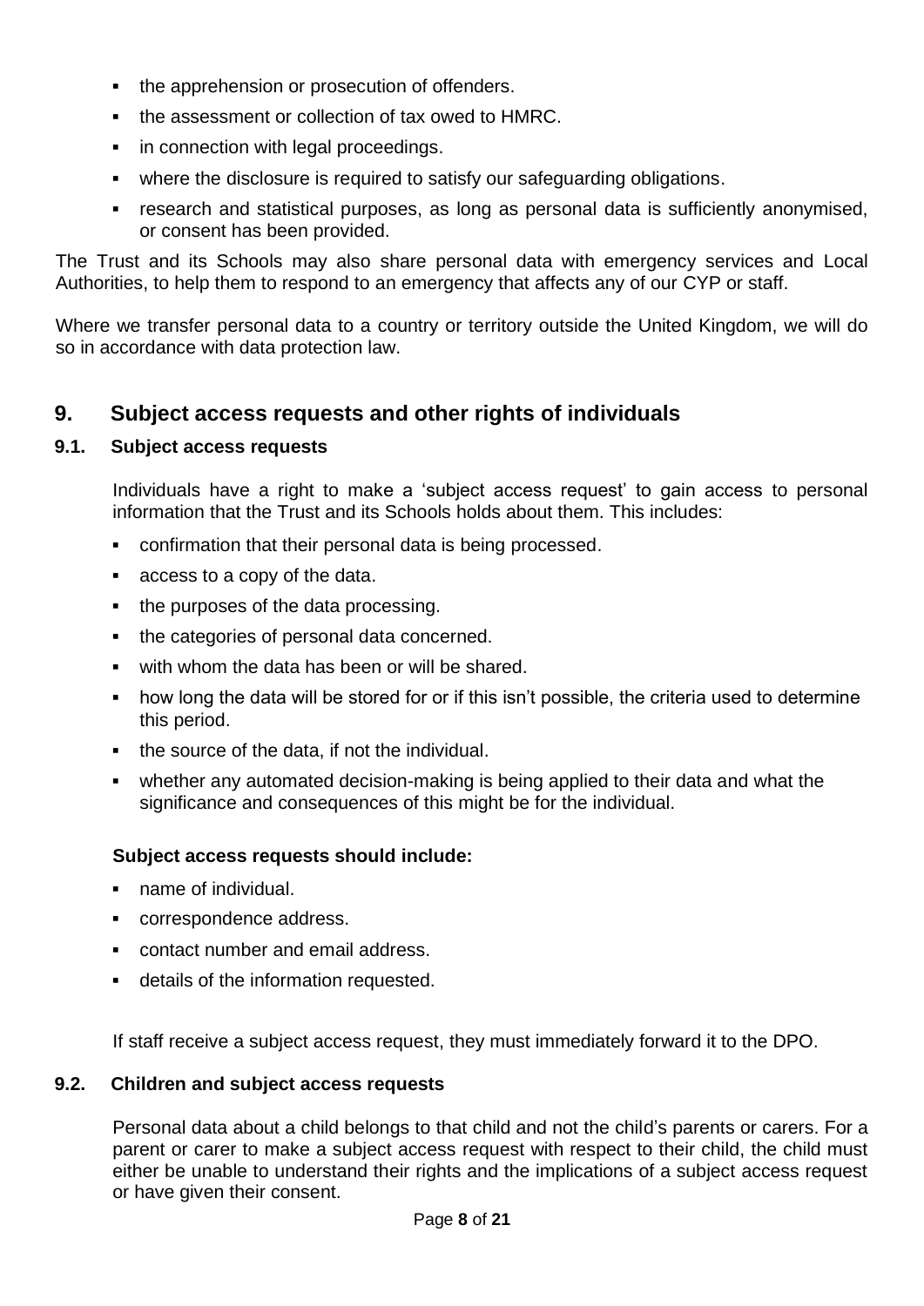- the apprehension or prosecution of offenders.
- the assessment or collection of tax owed to HMRC.
- in connection with legal proceedings.
- where the disclosure is required to satisfy our safeguarding obligations.
- research and statistical purposes, as long as personal data is sufficiently anonymised, or consent has been provided.

The Trust and its Schools may also share personal data with emergency services and Local Authorities, to help them to respond to an emergency that affects any of our CYP or staff.

Where we transfer personal data to a country or territory outside the United Kingdom, we will do so in accordance with data protection law.

## 9. Subject access requests and other rights of individuals

### 9.1. Subject access requests

Individuals have a right to make a 'subject access request' to gain access to personal information that the Trust and its Schools holds about them. This includes:

- confirmation that their personal data is being processed.
- access to a copy of the data.
- the purposes of the data processing.
- the categories of personal data concerned.
- with whom the data has been or will be shared.
- how long the data will be stored for or if this isn't possible, the criteria used to determine this period.
- the source of the data, if not the individual.
- whether any automated decision-making is being applied to their data and what the significance and consequences of this might be for the individual.

**Subject access requests should include:**

- name of individual.
- correspondence address.
- contact number and email address.
- details of the information requested.

If staff receive a subject access request, they must immediately forward it to the DPO.

### 9.2. Children and subject access requests

Personal data about a child belongs to that child and not the child's parents or carers. For a parent or carer to make a subject access request with respect to their child, the child must either be unable to understand their rights and the implications of a subject access request or have given their consent.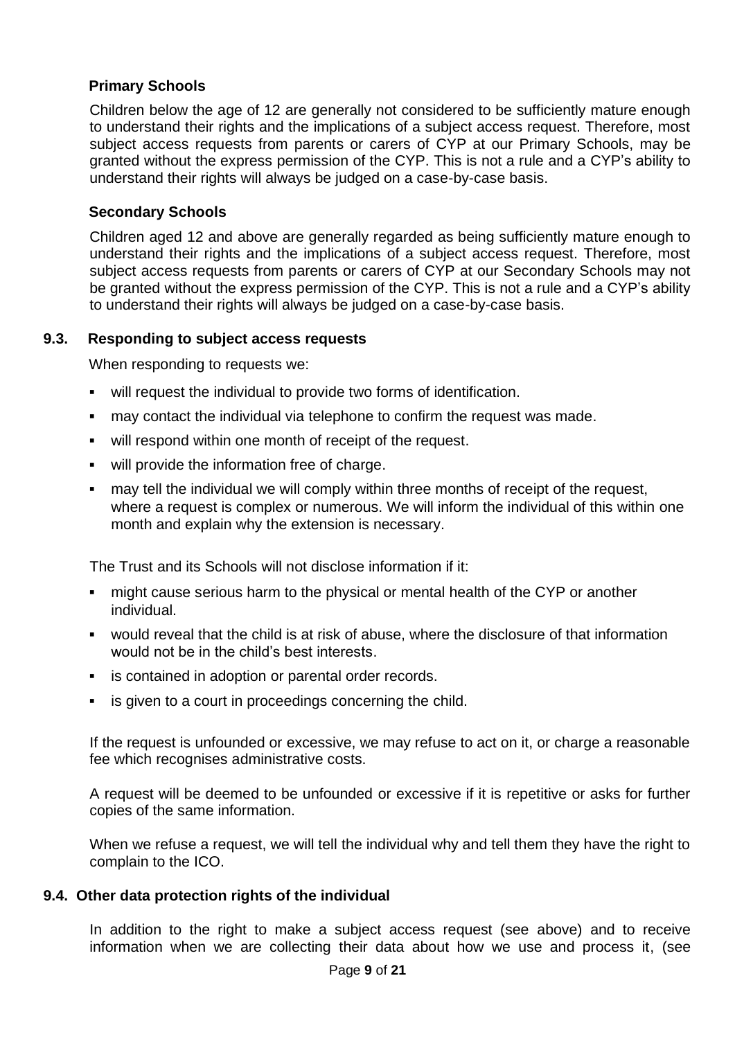**Primary Schools**

Children below the age of 12 are generally not considered to be sufficiently mature enough to understand their rights and the implications of a subject access request. Therefore, most subject access requests from parents or carers of CYP at our Primary Schools, may be granted without the express permission of the CYP. This is not a rule and a CYP's ability to understand their rights will always be judged on a case-by-case basis.

**Secondary Schools**

Children aged 12 and above are generally regarded as being sufficiently mature enough to understand their rights and the implications of a subject access request. Therefore, most subject access requests from parents or carers of CYP at our Secondary Schools may not be granted without the express permission of the CYP. This is not a rule and a CYP's ability to understand their rights will always be judged on a case-by-case basis.

### 9.3. Responding to subject access requests

When responding to requests we:

- will request the individual to provide two forms of identification.
- may contact the individual via telephone to confirm the request was made.
- will respond within one month of receipt of the request.
- will provide the information free of charge.
- may tell the individual we will comply within three months of receipt of the request, where a request is complex or numerous. We will inform the individual of this within one month and explain why the extension is necessary.

The Trust and its Schools will not disclose information if it:

- might cause serious harm to the physical or mental health of the CYP or another individual.
- would reveal that the child is at risk of abuse, where the disclosure of that information would not be in the child's best interests.
- is contained in adoption or parental order records.
- is given to a court in proceedings concerning the child.

If the request is unfounded or excessive, we may refuse to act on it, or charge a reasonable fee which recognises administrative costs.

A request will be deemed to be unfounded or excessive if it is repetitive or asks for further copies of the same information.

When we refuse a request, we will tell the individual why and tell them they have the right to complain to the ICO.

### 9.4. Other data protection rights of the individual

In addition to the right to make a subject access request (see above) and to receive information when we are collecting their data about how we use and process it, (see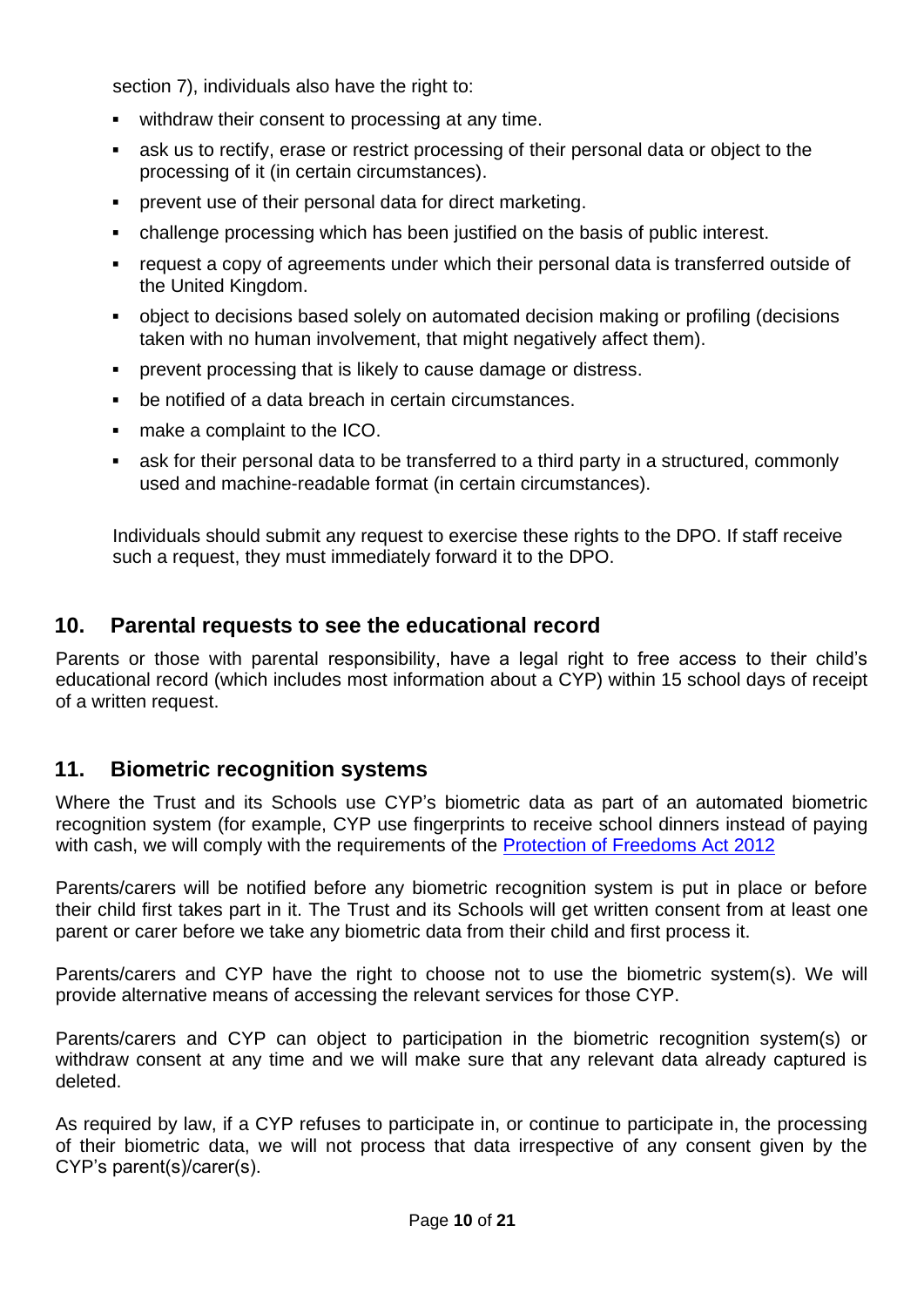section 7), individuals also have the right to:

- withdraw their consent to processing at any time.
- ask us to rectify, erase or restrict processing of their personal data or object to the processing of it (in certain circumstances).
- prevent use of their personal data for direct marketing.
- challenge processing which has been justified on the basis of public interest.
- request a copy of agreements under which their personal data is transferred outside of the United Kingdom.
- object to decisions based solely on automated decision making or profiling (decisions taken with no human involvement, that might negatively affect them).
- prevent processing that is likely to cause damage or distress.
- be notified of a data breach in certain circumstances.
- make a complaint to the ICO.
- ask for their personal data to be transferred to a third party in a structured, commonly used and machine-readable format (in certain circumstances).

Individuals should submit any request to exercise these rights to the DPO. If staff receive such a request, they must immediately forward it to the DPO.

## 10. Parental requests to see the educational record

Parents or those with parental responsibility, have a legal right to free access to their child's educational record (which includes most information about a CYP) within 15 school days of receipt of a written request.

## 11. Biometric recognition systems

Where the Trust and its Schools use CYP's biometric data as part of an automated biometric recognition system (for example, CYP use fingerprints to receive school dinners instead of paying with cash, we will comply with the requirements of the [Protection of Freedoms Act 2012]

Parents/carers will be notified before any biometric recognition system is put in place or before their child first takes part in it. The Trust and its Schools will get written consent from at least one parent or carer before we take any biometric data from their child and first process it.

Parents/carers and CYP have the right to choose not to use the biometric system(s). We will provide alternative means of accessing the relevant services for those CYP.

Parents/carers and CYP can object to participation in the biometric recognition system(s) or withdraw consent at any time and we will make sure that any relevant data already captured is deleted.

As required by law, if a CYP refuses to participate in, or continue to participate in, the processing of their biometric data, we will not process that data irrespective of any consent given by the CYP's parent(s)/carer(s).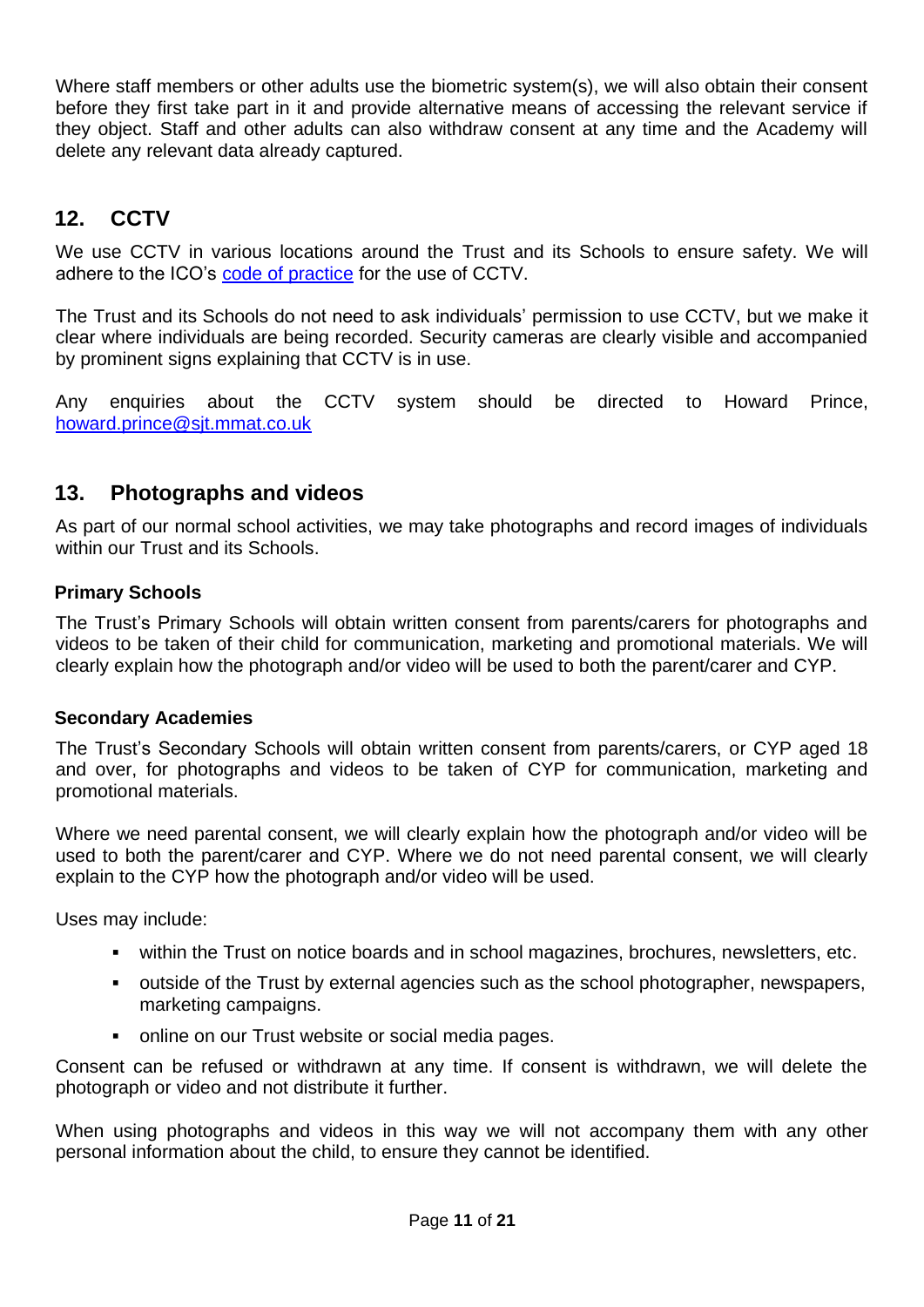Where staff members or other adults use the biometric system(s), we will also obtain their consent before they first take part in it and provide alternative means of accessing the relevant service if they object. Staff and other adults can also withdraw consent at any time and the Academy will delete any relevant data already captured.

## 12. CCTV

We use CCTV in various locations around the Trust and its Schools to ensure safety. We will adhere to the ICO's code of practice for the use of CCTV.

The Trust and its Schools do not need to ask individuals' permission to use CCTV, but we make it clear where individuals are being recorded. Security cameras are clearly visible and accompanied by prominent signs explaining that CCTV is in use.

Any enquiries about the CCTV system should be directed to Howard Prince, howard.prince@sjt.mmat.co.uk

## 13. Photographs and videos

As part of our normal school activities, we may take photographs and record images of individuals within our Trust and its Schools.

### Primary Schools

The Trust's Primary Schools will obtain written consent from parents/carers for photographs and videos to be taken of their child for communication, marketing and promotional materials. We will clearly explain how the photograph and/or video will be used to both the parent/carer and CYP.

### Secondary Academies

The Trust's Secondary Schools will obtain written consent from parents/carers, or CYP aged 18 and over, for photographs and videos to be taken of CYP for communication, marketing and promotional materials.

Where we need parental consent, we will clearly explain how the photograph and/or video will be used to both the parent/carer and CYP. Where we do not need parental consent, we will clearly explain to the CYP how the photograph and/or video will be used.

Uses may include:

- within the Trust on notice boards and in school magazines, brochures, newsletters, etc.
- outside of the Trust by external agencies such as the school photographer, newspapers, marketing campaigns.
- online on our Trust website or social media pages.

Consent can be refused or withdrawn at any time. If consent is withdrawn, we will delete the photograph or video and not distribute it further.

When using photographs and videos in this way we will not accompany them with any other personal information about the child, to ensure they cannot be identified.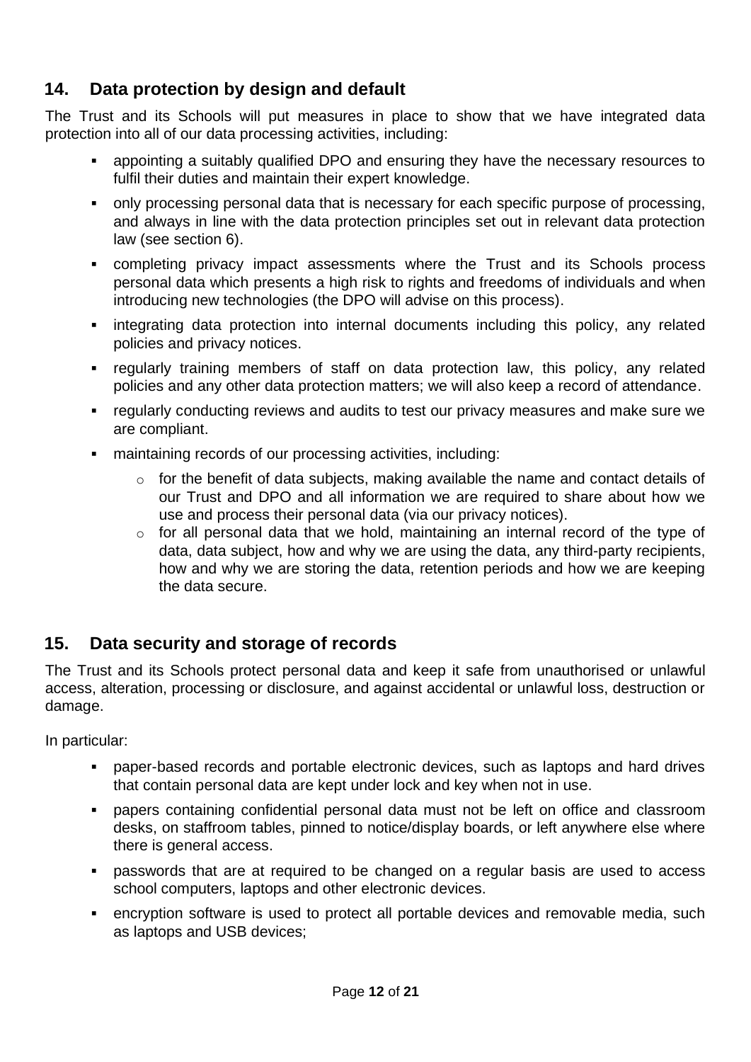## 14. Data protection by design and default

The Trust and its Schools will put measures in place to show that we have integrated data protection into all of our data processing activities, including:

- appointing a suitably qualified DPO and ensuring they have the necessary resources to fulfil their duties and maintain their expert knowledge.
- only processing personal data that is necessary for each specific purpose of processing, and always in line with the data protection principles set out in relevant data protection law (see section 6).
- completing privacy impact assessments where the Trust and its Schools process personal data which presents a high risk to rights and freedoms of individuals and when introducing new technologies (the DPO will advise on this process).
- integrating data protection into internal documents including this policy, any related policies and privacy notices.
- regularly training members of staff on data protection law, this policy, any related policies and any other data protection matters; we will also keep a record of attendance.
- regularly conducting reviews and audits to test our privacy measures and make sure we are compliant.
- maintaining records of our processing activities, including:
    - for the benefit of data subjects, making available the name and contact details of our Trust and DPO and all information we are required to share about how we use and process their personal data (via our privacy notices).
    - for all personal data that we hold, maintaining an internal record of the type of data, data subject, how and why we are using the data, any third-party recipients, how and why we are storing the data, retention periods and how we are keeping the data secure.

## 15. Data security and storage of records

The Trust and its Schools protect personal data and keep it safe from unauthorised or unlawful access, alteration, processing or disclosure, and against accidental or unlawful loss, destruction or damage.

In particular:

- paper-based records and portable electronic devices, such as laptops and hard drives that contain personal data are kept under lock and key when not in use.
- papers containing confidential personal data must not be left on office and classroom desks, on staffroom tables, pinned to notice/display boards, or left anywhere else where there is general access.
- passwords that are at required to be changed on a regular basis are used to access school computers, laptops and other electronic devices.
- encryption software is used to protect all portable devices and removable media, such as laptops and USB devices;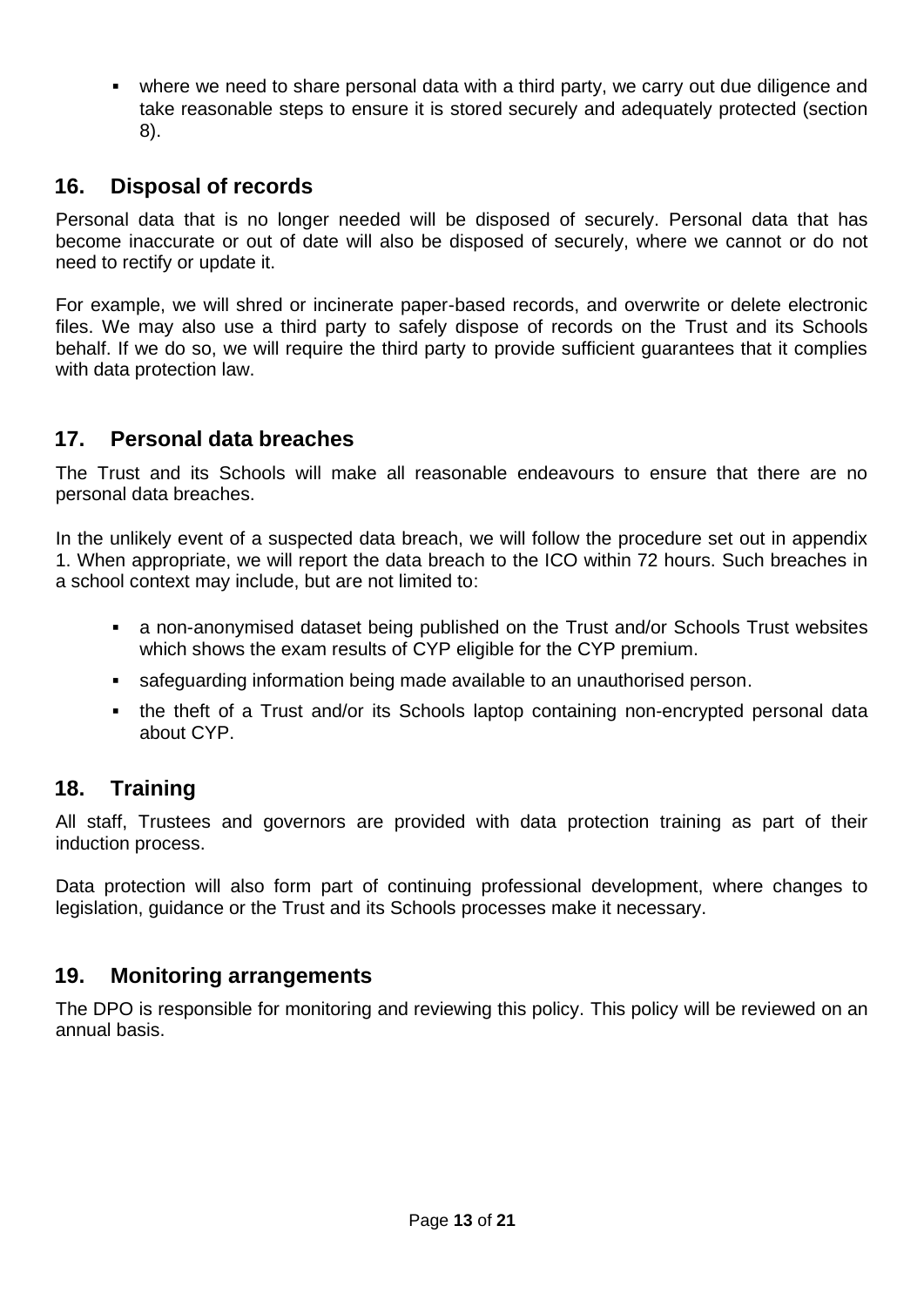- where we need to share personal data with a third party, we carry out due diligence and take reasonable steps to ensure it is stored securely and adequately protected (section 8).

## 16. Disposal of records

Personal data that is no longer needed will be disposed of securely. Personal data that has become inaccurate or out of date will also be disposed of securely, where we cannot or do not need to rectify or update it.

For example, we will shred or incinerate paper-based records, and overwrite or delete electronic files. We may also use a third party to safely dispose of records on the Trust and its Schools behalf. If we do so, we will require the third party to provide sufficient guarantees that it complies with data protection law.

## 17. Personal data breaches

The Trust and its Schools will make all reasonable endeavours to ensure that there are no personal data breaches.

In the unlikely event of a suspected data breach, we will follow the procedure set out in appendix 1. When appropriate, we will report the data breach to the ICO within 72 hours. Such breaches in a school context may include, but are not limited to:

- a non-anonymised dataset being published on the Trust and/or Schools Trust websites which shows the exam results of CYP eligible for the CYP premium.
- safeguarding information being made available to an unauthorised person.
- the theft of a Trust and/or its Schools laptop containing non-encrypted personal data about CYP.

## 18. Training

All staff, Trustees and governors are provided with data protection training as part of their induction process.

Data protection will also form part of continuing professional development, where changes to legislation, guidance or the Trust and its Schools processes make it necessary.

## 19. Monitoring arrangements

The DPO is responsible for monitoring and reviewing this policy. This policy will be reviewed on an annual basis.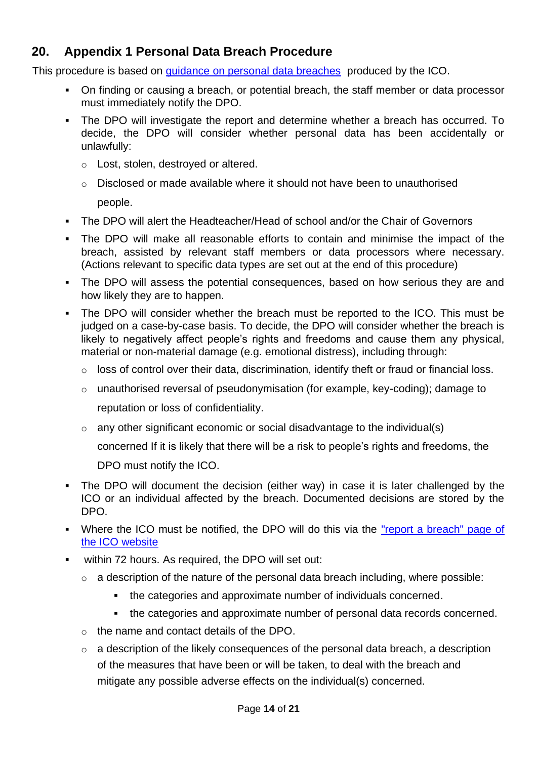## 20. Appendix 1 Personal Data Breach Procedure

This procedure is based on [guidance on personal data breaches](#) produced by the ICO.

- On finding or causing a breach, or potential breach, the staff member or data processor must immediately notify the DPO.
- The DPO will investigate the report and determine whether a breach has occurred. To decide, the DPO will consider whether personal data has been accidentally or unlawfully:
  - Lost, stolen, destroyed or altered.
  - Disclosed or made available where it should not have been to unauthorised people.
- The DPO will alert the Headteacher/Head of school and/or the Chair of Governors
- The DPO will make all reasonable efforts to contain and minimise the impact of the breach, assisted by relevant staff members or data processors where necessary. (Actions relevant to specific data types are set out at the end of this procedure)
- The DPO will assess the potential consequences, based on how serious they are and how likely they are to happen.
- The DPO will consider whether the breach must be reported to the ICO. This must be judged on a case-by-case basis. To decide, the DPO will consider whether the breach is likely to negatively affect people's rights and freedoms and cause them any physical, material or non-material damage (e.g. emotional distress), including through:
  - loss of control over their data, discrimination, identify theft or fraud or financial loss.
  - unauthorised reversal of pseudonymisation (for example, key-coding); damage to reputation or loss of confidentiality.
  - any other significant economic or social disadvantage to the individual(s) concerned If it is likely that there will be a risk to people's rights and freedoms, the DPO must notify the ICO.
- The DPO will document the decision (either way) in case it is later challenged by the ICO or an individual affected by the breach. Documented decisions are stored by the DPO.
- Where the ICO must be notified, the DPO will do this via the ["report a breach" page of the ICO website](#)
- within 72 hours. As required, the DPO will set out:
  - a description of the nature of the personal data breach including, where possible:
    - the categories and approximate number of individuals concerned.
    - the categories and approximate number of personal data records concerned.
  - the name and contact details of the DPO.
  - a description of the likely consequences of the personal data breach, a description of the measures that have been or will be taken, to deal with the breach and mitigate any possible adverse effects on the individual(s) concerned.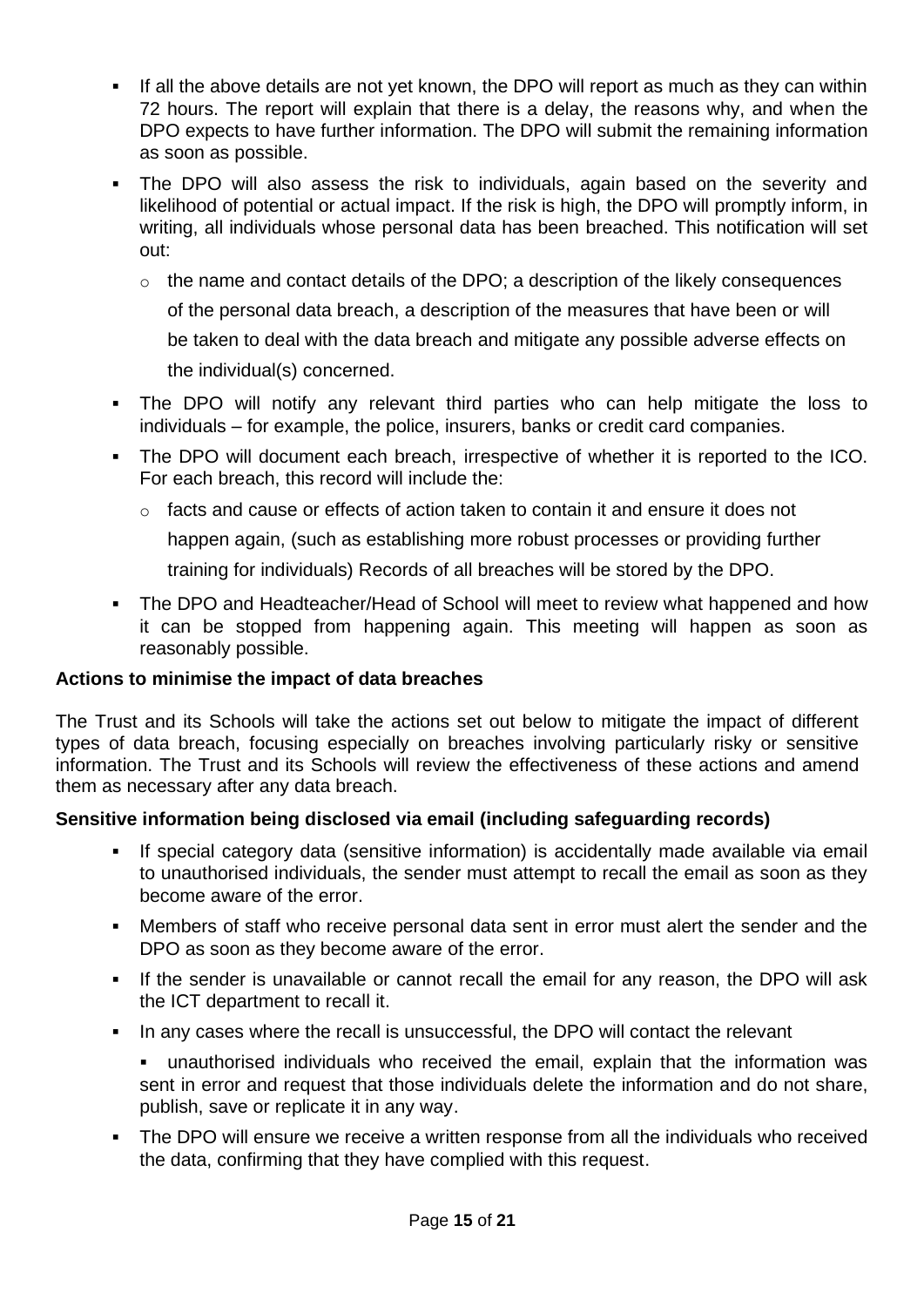- If all the above details are not yet known, the DPO will report as much as they can within 72 hours. The report will explain that there is a delay, the reasons why, and when the DPO expects to have further information. The DPO will submit the remaining information as soon as possible.
- The DPO will also assess the risk to individuals, again based on the severity and likelihood of potential or actual impact. If the risk is high, the DPO will promptly inform, in writing, all individuals whose personal data has been breached. This notification will set out:
  - the name and contact details of the DPO; a description of the likely consequences of the personal data breach, a description of the measures that have been or will be taken to deal with the data breach and mitigate any possible adverse effects on the individual(s) concerned.
- The DPO will notify any relevant third parties who can help mitigate the loss to individuals – for example, the police, insurers, banks or credit card companies.
- The DPO will document each breach, irrespective of whether it is reported to the ICO. For each breach, this record will include the:
  - facts and cause or effects of action taken to contain it and ensure it does not happen again, (such as establishing more robust processes or providing further training for individuals) Records of all breaches will be stored by the DPO.
- The DPO and Headteacher/Head of School will meet to review what happened and how it can be stopped from happening again. This meeting will happen as soon as reasonably possible.

**Actions to minimise the impact of data breaches**

The Trust and its Schools will take the actions set out below to mitigate the impact of different types of data breach, focusing especially on breaches involving particularly risky or sensitive information. The Trust and its Schools will review the effectiveness of these actions and amend them as necessary after any data breach.

**Sensitive information being disclosed via email (including safeguarding records)**

- If special category data (sensitive information) is accidentally made available via email to unauthorised individuals, the sender must attempt to recall the email as soon as they become aware of the error.
- Members of staff who receive personal data sent in error must alert the sender and the DPO as soon as they become aware of the error.
- If the sender is unavailable or cannot recall the email for any reason, the DPO will ask the ICT department to recall it.
- In any cases where the recall is unsuccessful, the DPO will contact the relevant
  - unauthorised individuals who received the email, explain that the information was sent in error and request that those individuals delete the information and do not share, publish, save or replicate it in any way.
- The DPO will ensure we receive a written response from all the individuals who received the data, confirming that they have complied with this request.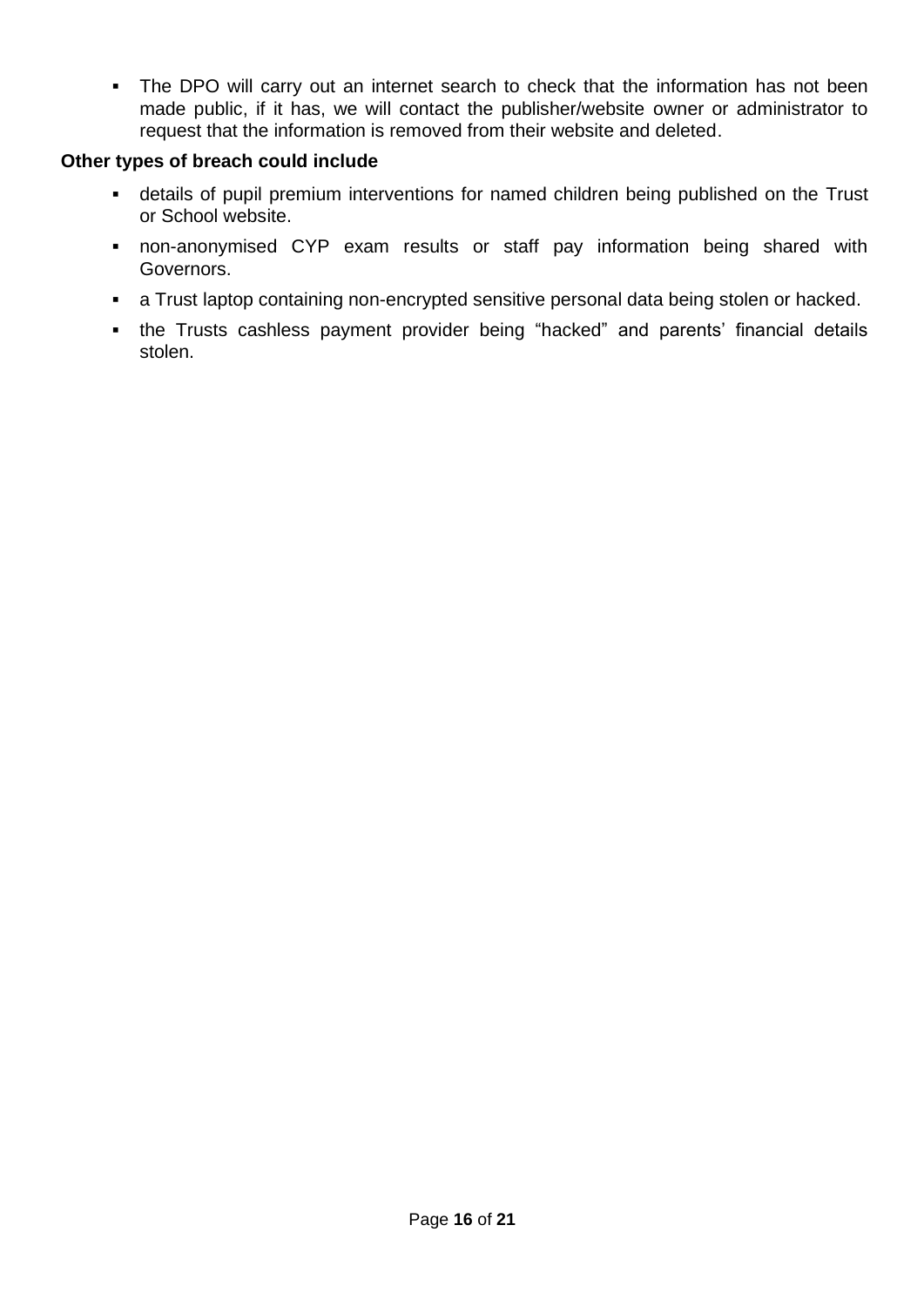- The DPO will carry out an internet search to check that the information has not been made public, if it has, we will contact the publisher/website owner or administrator to request that the information is removed from their website and deleted.

**Other types of breach could include**

- details of pupil premium interventions for named children being published on the Trust or School website.
- non-anonymised CYP exam results or staff pay information being shared with Governors.
- a Trust laptop containing non-encrypted sensitive personal data being stolen or hacked.
- the Trusts cashless payment provider being "hacked" and parents' financial details stolen.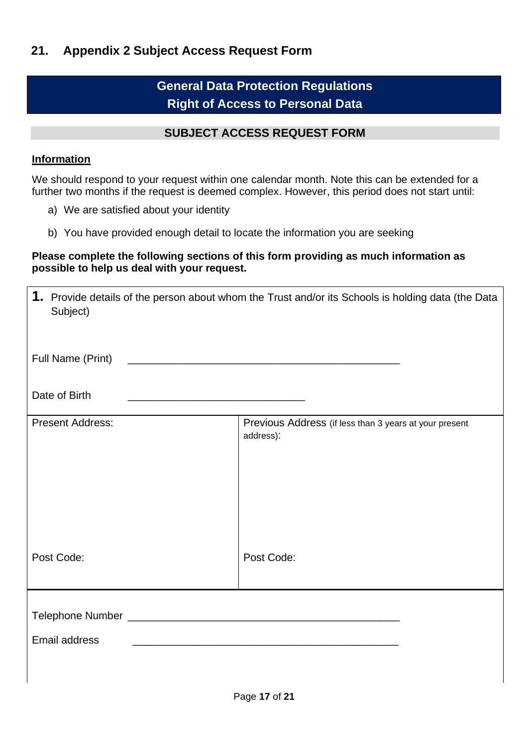## 21. Appendix 2 Subject Access Request Form

**General Data Protection Regulations**
**Right of Access to Personal Data**

**SUBJECT ACCESS REQUEST FORM**

**Information**

We should respond to your request within one calendar month. Note this can be extended for a further two months if the request is deemed complex. However, this period does not start until:

a) We are satisfied about your identity

b) You have provided enough detail to locate the information you are seeking

**Please complete the following sections of this form providing as much information as possible to help us deal with your request.**

**1.** Provide details of the person about whom the Trust and/or its Schools is holding data (the Data Subject)

Full Name (Print) _______________________________________________

Date of Birth ______________________________

| Present Address: | Previous Address (if less than 3 years at your present address): |
|---|---|
| | |
| Post Code: | Post Code: |

Telephone Number _______________________________________________

Email address _______________________________________________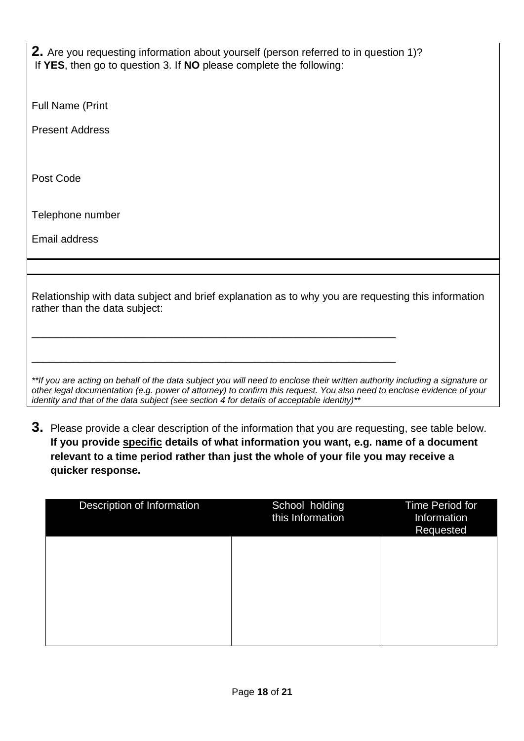**2.** Are you requesting information about yourself (person referred to in question 1)?
If **YES**, then go to question 3. If **NO** please complete the following:

Full Name (Print

Present Address

Post Code

Telephone number

Email address

Relationship with data subject and brief explanation as to why you are requesting this information rather than the data subject:

\_\_\_\_\_\_\_\_\_\_\_\_\_\_\_\_\_\_\_\_\_\_\_\_\_\_\_\_\_\_\_\_\_\_\_\_\_\_\_\_\_\_\_\_\_\_\_\_\_\_\_\_\_\_\_\_\_\_\_\_\_\_

\_\_\_\_\_\_\_\_\_\_\_\_\_\_\_\_\_\_\_\_\_\_\_\_\_\_\_\_\_\_\_\_\_\_\_\_\_\_\_\_\_\_\_\_\_\_\_\_\_\_\_\_\_\_\_\_\_\_\_\_\_\_

*\*\*If you are acting on behalf of the data subject you will need to enclose their written authority including a signature or other legal documentation (e.g. power of attorney) to confirm this request. You also need to enclose evidence of your identity and that of the data subject (see section 4 for details of acceptable identity)\*\**

**3.** Please provide a clear description of the information that you are requesting, see table below. **If you provide <u>specific</u> details of what information you want, e.g. name of a document relevant to a time period rather than just the whole of your file you may receive a quicker response.**

| Description of Information | School holding this Information | Time Period for Information Requested |
|---|---|---|
| | | |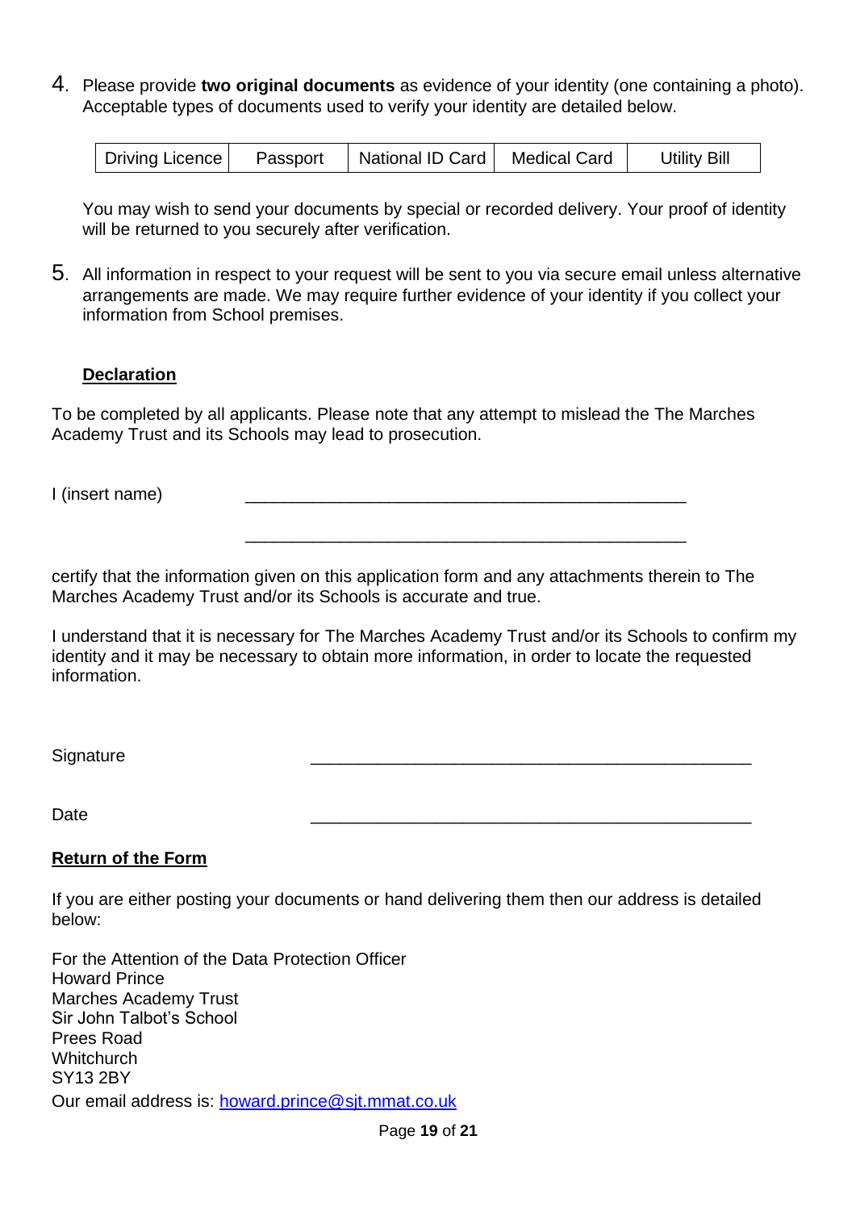4. Please provide **two original documents** as evidence of your identity (one containing a photo). Acceptable types of documents used to verify your identity are detailed below.

| Driving Licence | Passport | National ID Card | Medical Card | Utility Bill |
|---|---|---|---|---|

   You may wish to send your documents by special or recorded delivery. Your proof of identity will be returned to you securely after verification.

5. All information in respect to your request will be sent to you via secure email unless alternative arrangements are made. We may require further evidence of your identity if you collect your information from School premises.

**Declaration**

To be completed by all applicants. Please note that any attempt to mislead the The Marches Academy Trust and its Schools may lead to prosecution.

I (insert name) \_\_\_\_\_\_\_\_\_\_\_\_\_\_\_\_\_\_\_\_\_\_\_\_\_\_\_\_\_\_\_\_\_\_\_\_\_\_\_\_\_\_\_\_\_\_

\_\_\_\_\_\_\_\_\_\_\_\_\_\_\_\_\_\_\_\_\_\_\_\_\_\_\_\_\_\_\_\_\_\_\_\_\_\_\_\_\_\_\_\_\_\_

certify that the information given on this application form and any attachments therein to The Marches Academy Trust and/or its Schools is accurate and true.

I understand that it is necessary for The Marches Academy Trust and/or its Schools to confirm my identity and it may be necessary to obtain more information, in order to locate the requested information.

Signature \_\_\_\_\_\_\_\_\_\_\_\_\_\_\_\_\_\_\_\_\_\_\_\_\_\_\_\_\_\_\_\_\_\_\_\_\_\_\_\_\_\_\_\_\_\_

Date \_\_\_\_\_\_\_\_\_\_\_\_\_\_\_\_\_\_\_\_\_\_\_\_\_\_\_\_\_\_\_\_\_\_\_\_\_\_\_\_\_\_\_\_\_\_

**Return of the Form**

If you are either posting your documents or hand delivering them then our address is detailed below:

For the Attention of the Data Protection Officer
Howard Prince
Marches Academy Trust
Sir John Talbot's School
Prees Road
Whitchurch
SY13 2BY
Our email address is: howard.prince@sjt.mmat.co.uk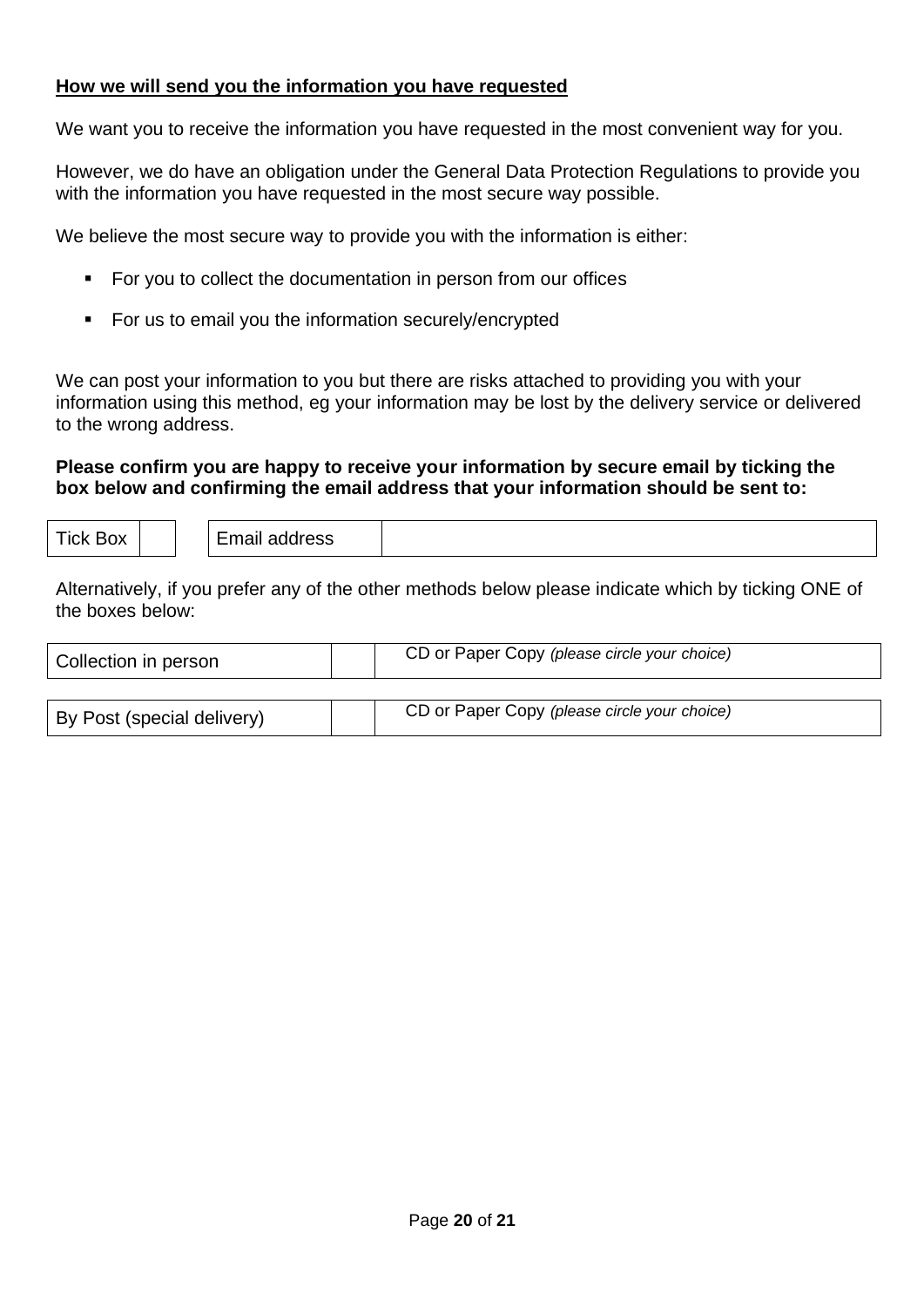**<u>How we will send you the information you have requested</u>**

We want you to receive the information you have requested in the most convenient way for you.

However, we do have an obligation under the General Data Protection Regulations to provide you with the information you have requested in the most secure way possible.

We believe the most secure way to provide you with the information is either:

- For you to collect the documentation in person from our offices
- For us to email you the information securely/encrypted

We can post your information to you but there are risks attached to providing you with your information using this method, eg your information may be lost by the delivery service or delivered to the wrong address.

**Please confirm you are happy to receive your information by secure email by ticking the box below and confirming the email address that your information should be sent to:**

| Tick Box | | Email address | |
|---|---|---|---|

Alternatively, if you prefer any of the other methods below please indicate which by ticking ONE of the boxes below:

| Collection in person | | CD or Paper Copy *(please circle your choice)* |
|---|---|---|
| By Post (special delivery) | | CD or Paper Copy *(please circle your choice)* |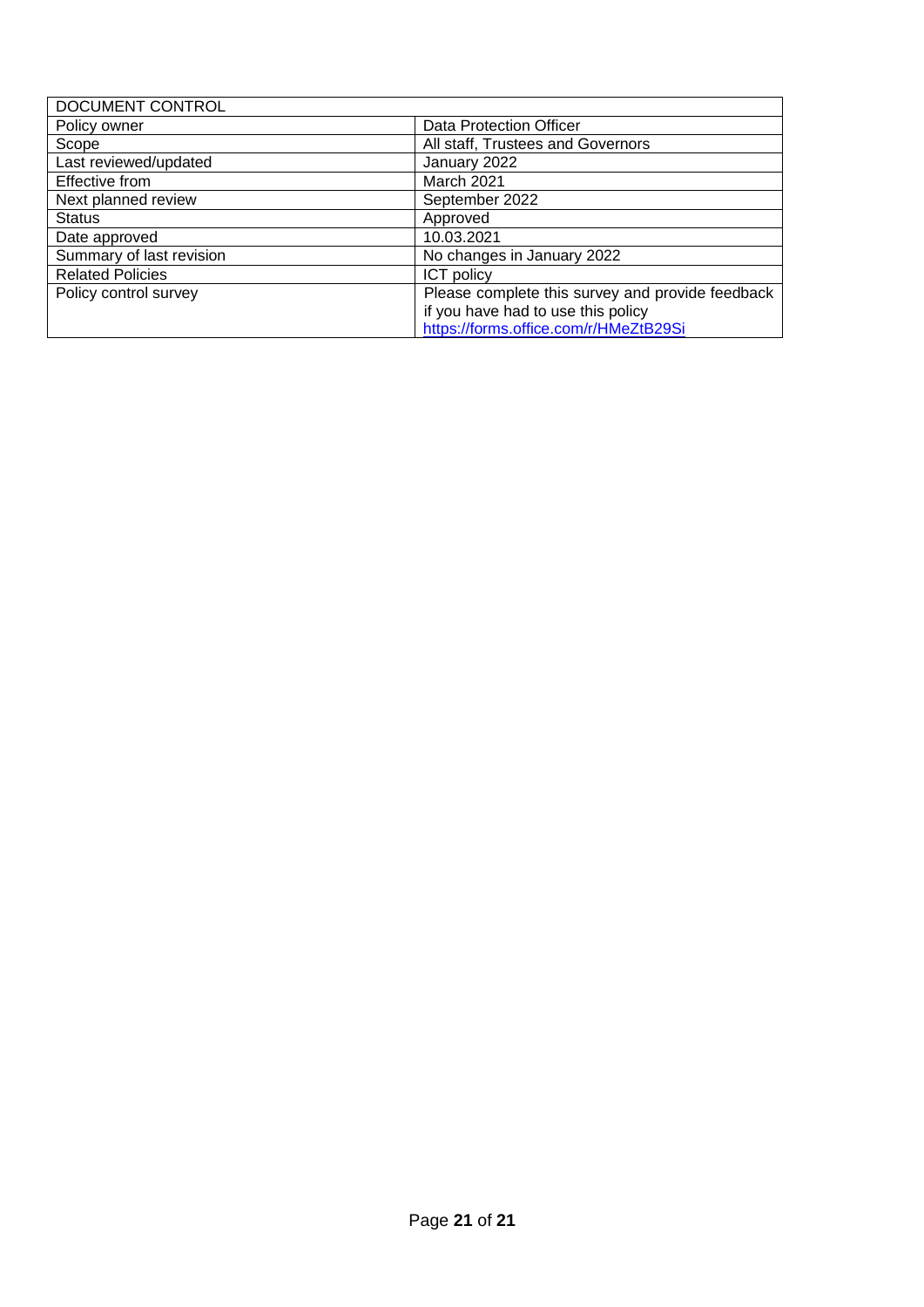| DOCUMENT CONTROL | |
|---|---|
| Policy owner | Data Protection Officer |
| Scope | All staff, Trustees and Governors |
| Last reviewed/updated | January 2022 |
| Effective from | March 2021 |
| Next planned review | September 2022 |
| Status | Approved |
| Date approved | 10.03.2021 |
| Summary of last revision | No changes in January 2022 |
| Related Policies | ICT policy |
| Policy control survey | Please complete this survey and provide feedback if you have had to use this policy https://forms.office.com/r/HMeZtB29Si |